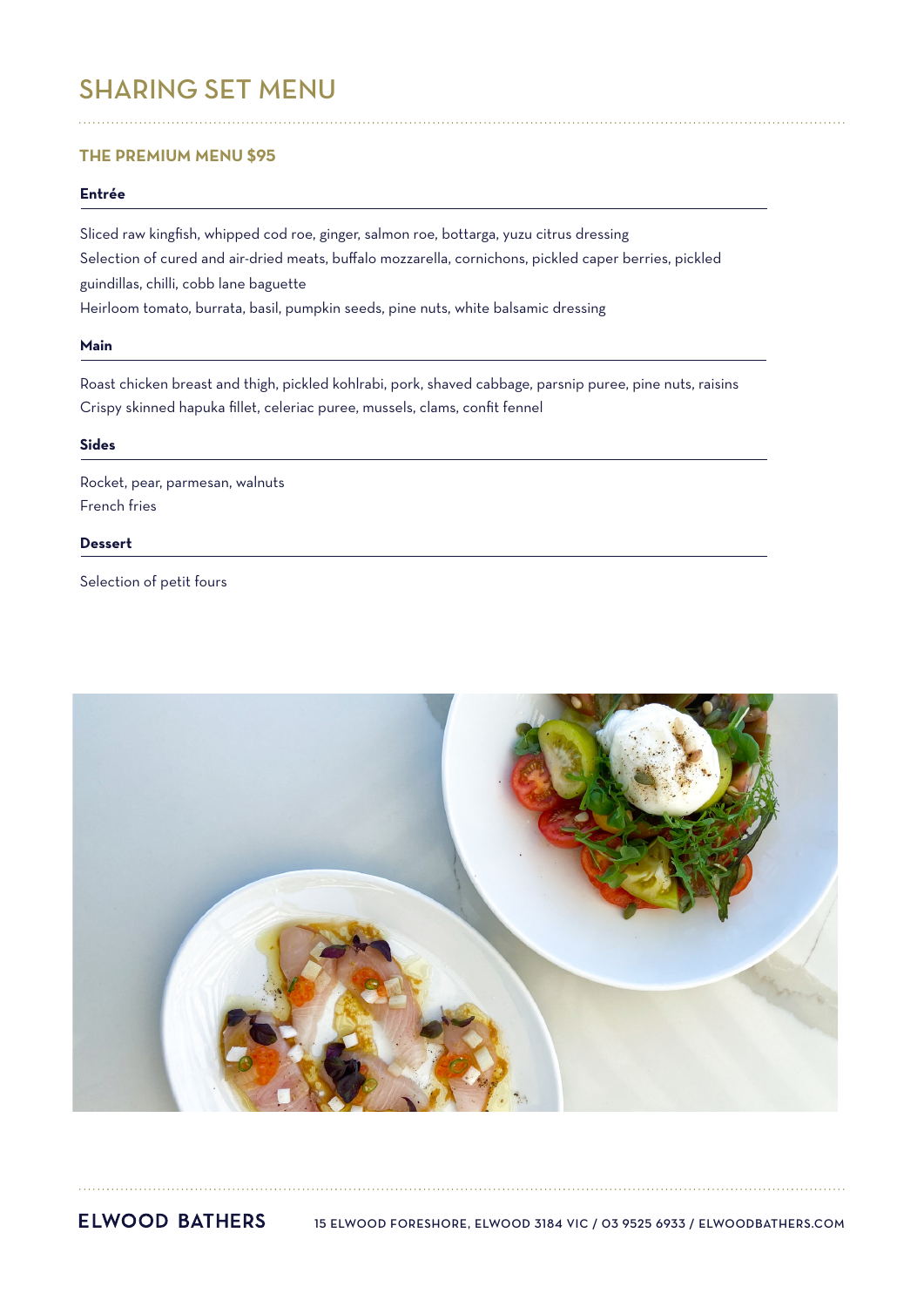# SHARING SET MENU

## THE PREMIUM MENU $95

### Entrée

Sliced raw kingfish, whipped cod roe, ginger, salmon roe, bottarga, yuzu citrus dressing

Selection of cured and air-dried meats, buffalo mozzarella, cornichons, pickled caper berries, pickled guindillas, chilli, cobb lane baguette

Heirloom tomato, burrata, basil, pumpkin seeds, pine nuts, white balsamic dressing

### Main

Roast chicken breast and thigh, pickled kohlrabi, pork, shaved cabbage, parsnip puree, pine nuts, raisins

Crispy skinned hapuka fillet, celeriac puree, mussels, clams, confit fennel

### Sides

Rocket, pear, parmesan, walnuts

French fries

### Dessert

Selection of petit fours

**ELWOOD BATHERS** 15 ELWOOD FORESHORE, ELWOOD 3184 VIC / 03 9525 6933 / ELWOODBATHERS.COM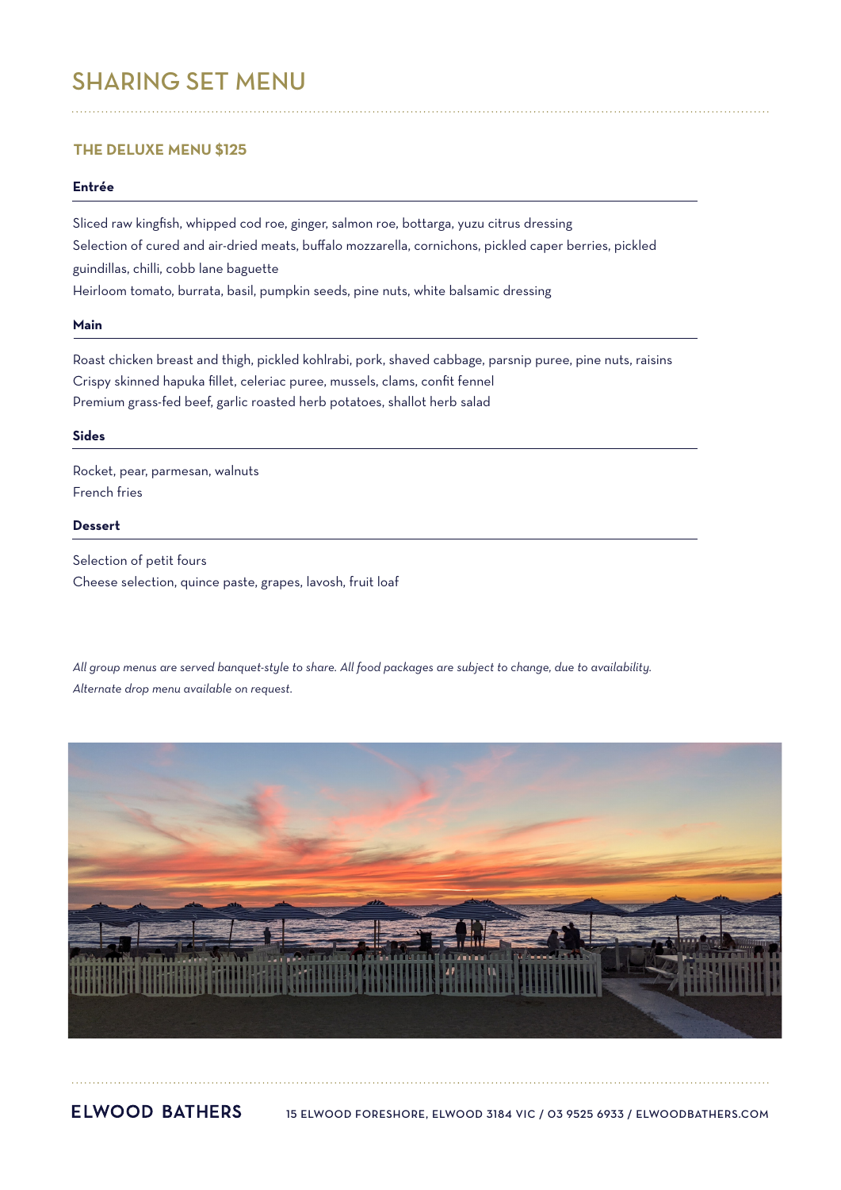# SHARING SET MENU

## THE DELUXE MENU $125

### Entrée

Sliced raw kingfish, whipped cod roe, ginger, salmon roe, bottarga, yuzu citrus dressing
Selection of cured and air-dried meats, buffalo mozzarella, cornichons, pickled caper berries, pickled guindillas, chilli, cobb lane baguette
Heirloom tomato, burrata, basil, pumpkin seeds, pine nuts, white balsamic dressing

### Main

Roast chicken breast and thigh, pickled kohlrabi, pork, shaved cabbage, parsnip puree, pine nuts, raisins
Crispy skinned hapuka fillet, celeriac puree, mussels, clams, confit fennel
Premium grass-fed beef, garlic roasted herb potatoes, shallot herb salad

### Sides

Rocket, pear, parmesan, walnuts
French fries

### Dessert

Selection of petit fours
Cheese selection, quince paste, grapes, lavosh, fruit loaf

*All group menus are served banquet-style to share. All food packages are subject to change, due to availability. Alternate drop menu available on request.*

**ELWOOD BATHERS** 15 ELWOOD FORESHORE, ELWOOD 3184 VIC / 03 9525 6933 / ELWOODBATHERS.COM